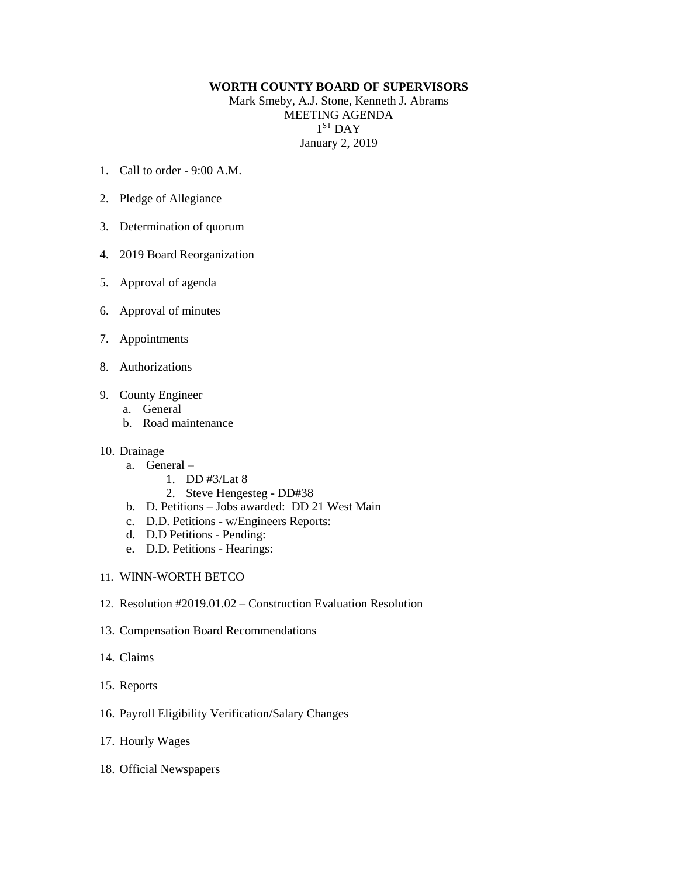**WORTH COUNTY BOARD OF SUPERVISORS**

Mark Smeby, A.J. Stone, Kenneth J. Abrams

MEETING AGENDA

1ST DAY

January 2, 2019

1. Call to order - 9:00 A.M.

2. Pledge of Allegiance

3. Determination of quorum

4. 2019 Board Reorganization

5. Approval of agenda

6. Approval of minutes

7. Appointments

8. Authorizations

9. County Engineer
   a. General
   b. Road maintenance

10. Drainage
    a. General –
       1. DD #3/Lat 8
       2. Steve Hengesteg - DD#38
    b. D. Petitions – Jobs awarded: DD 21 West Main
    c. D.D. Petitions - w/Engineers Reports:
    d. D.D Petitions - Pending:
    e. D.D. Petitions - Hearings:

11. WINN-WORTH BETCO

12. Resolution #2019.01.02 – Construction Evaluation Resolution

13. Compensation Board Recommendations

14. Claims

15. Reports

16. Payroll Eligibility Verification/Salary Changes

17. Hourly Wages

18. Official Newspapers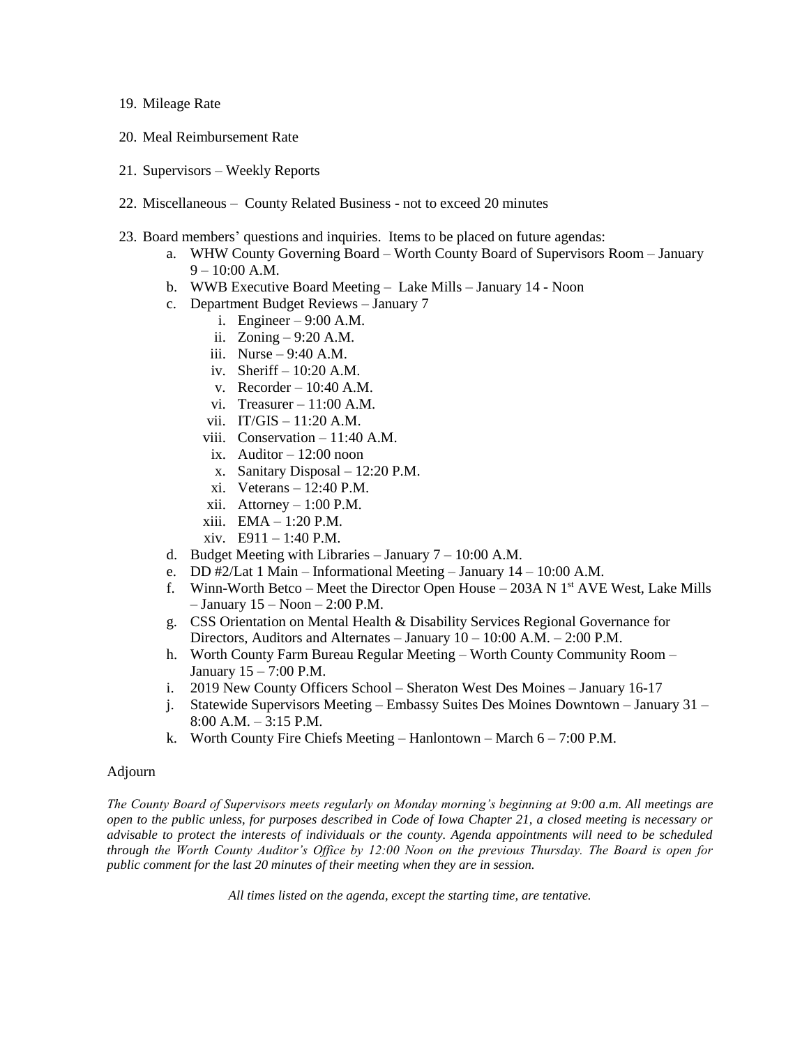19. Mileage Rate

20. Meal Reimbursement Rate

21. Supervisors – Weekly Reports

22. Miscellaneous – County Related Business - not to exceed 20 minutes

23. Board members' questions and inquiries. Items to be placed on future agendas:
    a. WHW County Governing Board – Worth County Board of Supervisors Room – January 9 – 10:00 A.M.
    b. WWB Executive Board Meeting – Lake Mills – January 14 - Noon
    c. Department Budget Reviews – January 7
        i. Engineer – 9:00 A.M.
        ii. Zoning – 9:20 A.M.
        iii. Nurse – 9:40 A.M.
        iv. Sheriff – 10:20 A.M.
        v. Recorder – 10:40 A.M.
        vi. Treasurer – 11:00 A.M.
        vii. IT/GIS – 11:20 A.M.
        viii. Conservation – 11:40 A.M.
        ix. Auditor – 12:00 noon
        x. Sanitary Disposal – 12:20 P.M.
        xi. Veterans – 12:40 P.M.
        xii. Attorney – 1:00 P.M.
        xiii. EMA – 1:20 P.M.
        xiv. E911 – 1:40 P.M.
    d. Budget Meeting with Libraries – January 7 – 10:00 A.M.
    e. DD #2/Lat 1 Main – Informational Meeting – January 14 – 10:00 A.M.
    f. Winn-Worth Betco – Meet the Director Open House – 203A N 1st AVE West, Lake Mills – January 15 – Noon – 2:00 P.M.
    g. CSS Orientation on Mental Health & Disability Services Regional Governance for Directors, Auditors and Alternates – January 10 – 10:00 A.M. – 2:00 P.M.
    h. Worth County Farm Bureau Regular Meeting – Worth County Community Room – January 15 – 7:00 P.M.
    i. 2019 New County Officers School – Sheraton West Des Moines – January 16-17
    j. Statewide Supervisors Meeting – Embassy Suites Des Moines Downtown – January 31 – 8:00 A.M. – 3:15 P.M.
    k. Worth County Fire Chiefs Meeting – Hanlontown – March 6 – 7:00 P.M.

Adjourn

*The County Board of Supervisors meets regularly on Monday morning's beginning at 9:00 a.m. All meetings are open to the public unless, for purposes described in Code of Iowa Chapter 21, a closed meeting is necessary or advisable to protect the interests of individuals or the county. Agenda appointments will need to be scheduled through the Worth County Auditor's Office by 12:00 Noon on the previous Thursday. The Board is open for public comment for the last 20 minutes of their meeting when they are in session.*

*All times listed on the agenda, except the starting time, are tentative.*